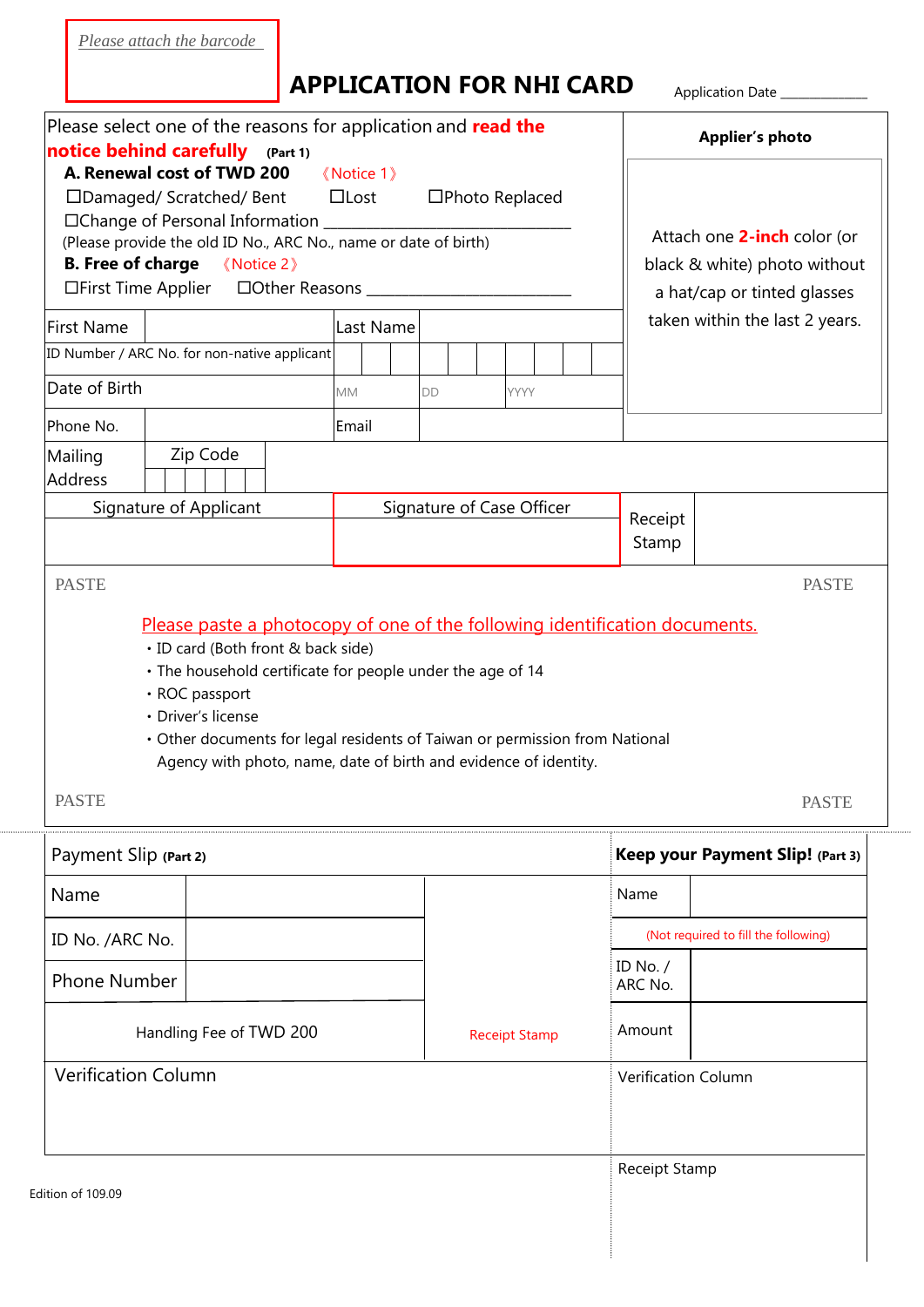Please attach the barcode

# APPLICATION FOR NHI CARD

Application Date ____________

Please select one of the reasons for application and **read the notice behind carefully** **(Part 1)**

**A. Renewal cost of TWD 200** 《Notice 1》

☐Damaged/ Scratched/ Bent ☐Lost ☐Photo Replaced

☐Change of Personal Information ______________________________

(Please provide the old ID No., ARC No., name or date of birth)

**B. Free of charge** 《Notice 2》

☐First Time Applier ☐Other Reasons ______________________________

**Applier's photo**

Attach one **2-inch** color (or black & white) photo without a hat/cap or tinted glasses taken within the last 2 years.

| First Name | | Last Name | |
|---|---|---|---|
| ID Number / ARC No. for non-native applicant | | | |
| Date of Birth | MM | DD | YYYY |
| Phone No. | | Email | |
| Mailing Address | Zip Code | | |

| Signature of Applicant | Signature of Case Officer | Receipt Stamp | |
|---|---|---|---|
| | | | |

PASTE PASTE

Please paste a photocopy of one of the following identification documents.

- ID card (Both front & back side)
- The household certificate for people under the age of 14
- ROC passport
- Driver's license
- Other documents for legal residents of Taiwan or permission from National Agency with photo, name, date of birth and evidence of identity.

PASTE PASTE

| Payment Slip **(Part 2)** | | |
|---|---|---|
| Name | | Receipt Stamp |
| ID No. /ARC No. | | |
| Phone Number | | |
| Handling Fee of TWD 200 | | |
| Verification Column | | |

| **Keep your Payment Slip! (Part 3)** | |
|---|---|
| Name | |
| (Not required to fill the following) | |
| ID No. / ARC No. | |
| Amount | |
| Verification Column | |
| Receipt Stamp | |

Edition of 109.09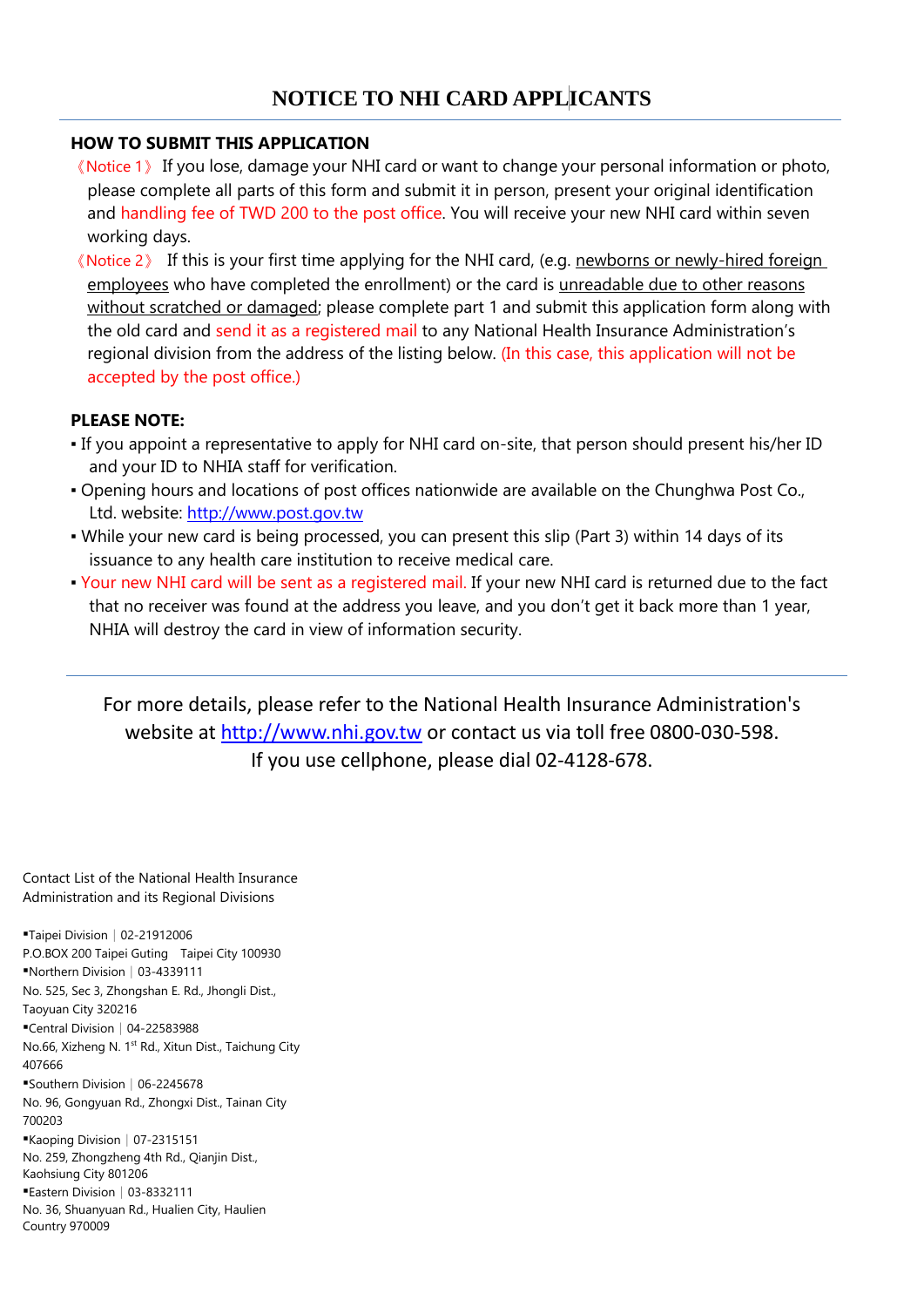# NOTICE TO NHI CARD APPLICANTS

## HOW TO SUBMIT THIS APPLICATION

《Notice 1》 If you lose, damage your NHI card or want to change your personal information or photo, please complete all parts of this form and submit it in person, present your original identification and handling fee of TWD 200 to the post office. You will receive your new NHI card within seven working days.

《Notice 2》 If this is your first time applying for the NHI card, (e.g. newborns or newly-hired foreign employees who have completed the enrollment) or the card is unreadable due to other reasons without scratched or damaged; please complete part 1 and submit this application form along with the old card and send it as a registered mail to any National Health Insurance Administration's regional division from the address of the listing below. (In this case, this application will not be accepted by the post office.)

## PLEASE NOTE:

- If you appoint a representative to apply for NHI card on-site, that person should present his/her ID and your ID to NHIA staff for verification.
- Opening hours and locations of post offices nationwide are available on the Chunghwa Post Co., Ltd. website: http://www.post.gov.tw
- While your new card is being processed, you can present this slip (Part 3) within 14 days of its issuance to any health care institution to receive medical care.
- Your new NHI card will be sent as a registered mail. If your new NHI card is returned due to the fact that no receiver was found at the address you leave, and you don't get it back more than 1 year, NHIA will destroy the card in view of information security.

---

For more details, please refer to the National Health Insurance Administration's website at http://www.nhi.gov.tw or contact us via toll free 0800-030-598.
If you use cellphone, please dial 02-4128-678.

Contact List of the National Health Insurance Administration and its Regional Divisions

- Taipei Division｜02-21912006
  P.O.BOX 200 Taipei Guting Taipei City 100930
- Northern Division｜03-4339111
  No. 525, Sec 3, Zhongshan E. Rd., Jhongli Dist., Taoyuan City 320216
- Central Division｜04-22583988
  No.66, Xizheng N. 1st Rd., Xitun Dist., Taichung City 407666
- Southern Division｜06-2245678
  No. 96, Gongyuan Rd., Zhongxi Dist., Tainan City 700203
- Kaoping Division｜07-2315151
  No. 259, Zhongzheng 4th Rd., Qianjin Dist., Kaohsiung City 801206
- Eastern Division｜03-8332111
  No. 36, Shuanyuan Rd., Hualien City, Haulien Country 970009